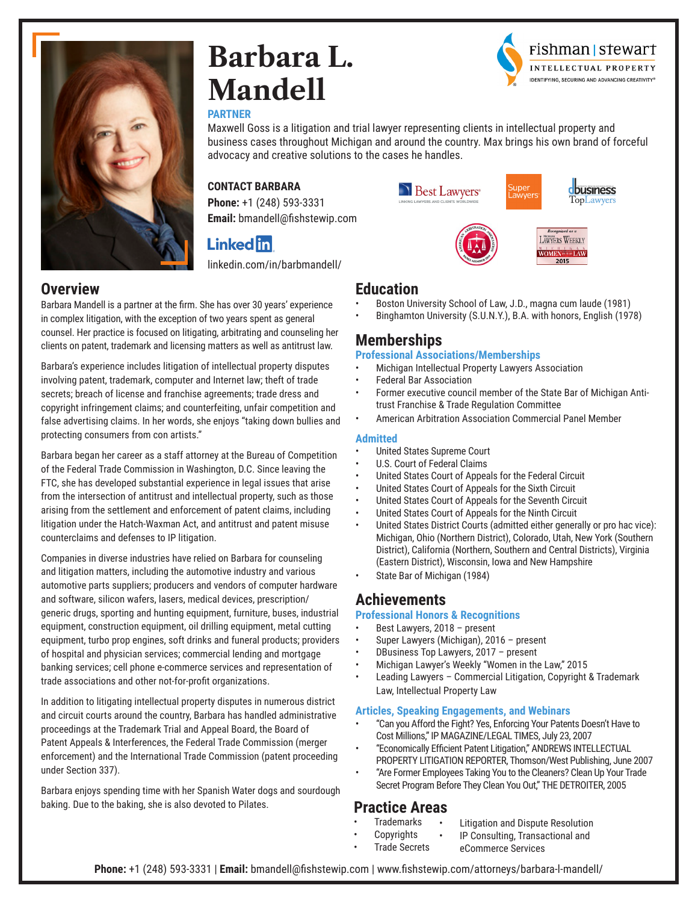# Barbara L. Mandell

**PARTNER**

Maxwell Goss is a litigation and trial lawyer representing clients in intellectual property and business cases throughout Michigan and around the country. Max brings his own brand of forceful advocacy and creative solutions to the cases he handles.

**CONTACT BARBARA**

**Phone:** +1 (248) 593-3331
**Email:** bmandell@fishstewip.com

LinkedIn

linkedin.com/in/barbmandell/

fishman | stewart
INTELLECTUAL PROPERTY
IDENTIFYING, SECURING AND ADVANCING CREATIVITY®

## Overview

Barbara Mandell is a partner at the firm. She has over 30 years' experience in complex litigation, with the exception of two years spent as general counsel. Her practice is focused on litigating, arbitrating and counseling her clients on patent, trademark and licensing matters as well as antitrust law.

Barbara's experience includes litigation of intellectual property disputes involving patent, trademark, computer and Internet law; theft of trade secrets; breach of license and franchise agreements; trade dress and copyright infringement claims; and counterfeiting, unfair competition and false advertising claims. In her words, she enjoys "taking down bullies and protecting consumers from con artists."

Barbara began her career as a staff attorney at the Bureau of Competition of the Federal Trade Commission in Washington, D.C. Since leaving the FTC, she has developed substantial experience in legal issues that arise from the intersection of antitrust and intellectual property, such as those arising from the settlement and enforcement of patent claims, including litigation under the Hatch-Waxman Act, and antitrust and patent misuse counterclaims and defenses to IP litigation.

Companies in diverse industries have relied on Barbara for counseling and litigation matters, including the automotive industry and various automotive parts suppliers; producers and vendors of computer hardware and software, silicon wafers, lasers, medical devices, prescription/generic drugs, sporting and hunting equipment, furniture, buses, industrial equipment, construction equipment, oil drilling equipment, metal cutting equipment, turbo prop engines, soft drinks and funeral products; providers of hospital and physician services; commercial lending and mortgage banking services; cell phone e-commerce services and representation of trade associations and other not-for-profit organizations.

In addition to litigating intellectual property disputes in numerous district and circuit courts around the country, Barbara has handled administrative proceedings at the Trademark Trial and Appeal Board, the Board of Patent Appeals & Interferences, the Federal Trade Commission (merger enforcement) and the International Trade Commission (patent proceeding under Section 337).

Barbara enjoys spending time with her Spanish Water dogs and sourdough baking. Due to the baking, she is also devoted to Pilates.

## Education

- Boston University School of Law, J.D., magna cum laude (1981)
- Binghamton University (S.U.N.Y.), B.A. with honors, English (1978)

## Memberships

### Professional Associations/Memberships

- Michigan Intellectual Property Lawyers Association
- Federal Bar Association
- Former executive council member of the State Bar of Michigan Anti-trust Franchise & Trade Regulation Committee
- American Arbitration Association Commercial Panel Member

### Admitted

- United States Supreme Court
- U.S. Court of Federal Claims
- United States Court of Appeals for the Federal Circuit
- United States Court of Appeals for the Sixth Circuit
- United States Court of Appeals for the Seventh Circuit
- United States Court of Appeals for the Ninth Circuit
- United States District Courts (admitted either generally or pro hac vice): Michigan, Ohio (Northern District), Colorado, Utah, New York (Southern District), California (Northern, Southern and Central Districts), Virginia (Eastern District), Wisconsin, Iowa and New Hampshire
- State Bar of Michigan (1984)

## Achievements

### Professional Honors & Recognitions

- Best Lawyers, 2018 – present
- Super Lawyers (Michigan), 2016 – present
- DBusiness Top Lawyers, 2017 – present
- Michigan Lawyer's Weekly "Women in the Law," 2015
- Leading Lawyers – Commercial Litigation, Copyright & Trademark Law, Intellectual Property Law

### Articles, Speaking Engagements, and Webinars

- "Can you Afford the Fight? Yes, Enforcing Your Patents Doesn't Have to Cost Millions," IP MAGAZINE/LEGAL TIMES, July 23, 2007
- "Economically Efficient Patent Litigation," ANDREWS INTELLECTUAL PROPERTY LITIGATION REPORTER, Thomson/West Publishing, June 2007
- "Are Former Employees Taking You to the Cleaners? Clean Up Your Trade Secret Program Before They Clean You Out," THE DETROITER, 2005

## Practice Areas

- Trademarks
- Copyrights
- Trade Secrets
- Litigation and Dispute Resolution
- IP Consulting, Transactional and eCommerce Services

**Phone:** +1 (248) 593-3331 | **Email:** bmandell@fishstewip.com | www.fishstewip.com/attorneys/barbara-l-mandell/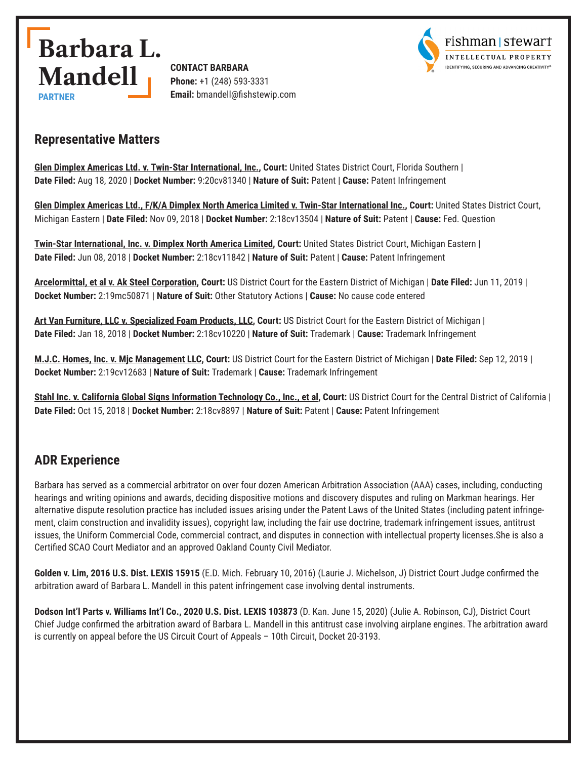# Barbara L. Mandell

**PARTNER**

**CONTACT BARBARA**
**Phone:** +1 (248) 593-3331
**Email:** bmandell@fishstewip.com

Fishman | Stewart
INTELLECTUAL PROPERTY
IDENTIFYING, SECURING AND ADVANCING CREATIVITY®

## Representative Matters

**Glen Dimplex Americas Ltd. v. Twin-Star International, Inc., Court:** United States District Court, Florida Southern | **Date Filed:** Aug 18, 2020 | **Docket Number:** 9:20cv81340 | **Nature of Suit:** Patent | **Cause:** Patent Infringement

**Glen Dimplex Americas Ltd., F/K/A Dimplex North America Limited v. Twin-Star International Inc., Court:** United States District Court, Michigan Eastern | **Date Filed:** Nov 09, 2018 | **Docket Number:** 2:18cv13504 | **Nature of Suit:** Patent | **Cause:** Fed. Question

**Twin-Star International, Inc. v. Dimplex North America Limited, Court:** United States District Court, Michigan Eastern | **Date Filed:** Jun 08, 2018 | **Docket Number:** 2:18cv11842 | **Nature of Suit:** Patent | **Cause:** Patent Infringement

**Arcelormittal, et al v. Ak Steel Corporation, Court:** US District Court for the Eastern District of Michigan | **Date Filed:** Jun 11, 2019 | **Docket Number:** 2:19mc50871 | **Nature of Suit:** Other Statutory Actions | **Cause:** No cause code entered

**Art Van Furniture, LLC v. Specialized Foam Products, LLC, Court:** US District Court for the Eastern District of Michigan | **Date Filed:** Jan 18, 2018 | **Docket Number:** 2:18cv10220 | **Nature of Suit:** Trademark | **Cause:** Trademark Infringement

**M.J.C. Homes, Inc. v. Mjc Management LLC, Court:** US District Court for the Eastern District of Michigan | **Date Filed:** Sep 12, 2019 | **Docket Number:** 2:19cv12683 | **Nature of Suit:** Trademark | **Cause:** Trademark Infringement

**Stahl Inc. v. California Global Signs Information Technology Co., Inc., et al, Court:** US District Court for the Central District of California | **Date Filed:** Oct 15, 2018 | **Docket Number:** 2:18cv8897 | **Nature of Suit:** Patent | **Cause:** Patent Infringement

## ADR Experience

Barbara has served as a commercial arbitrator on over four dozen American Arbitration Association (AAA) cases, including, conducting hearings and writing opinions and awards, deciding dispositive motions and discovery disputes and ruling on Markman hearings. Her alternative dispute resolution practice has included issues arising under the Patent Laws of the United States (including patent infringement, claim construction and invalidity issues), copyright law, including the fair use doctrine, trademark infringement issues, antitrust issues, the Uniform Commercial Code, commercial contract, and disputes in connection with intellectual property licenses.She is also a Certified SCAO Court Mediator and an approved Oakland County Civil Mediator.

**Golden v. Lim, 2016 U.S. Dist. LEXIS 15915** (E.D. Mich. February 10, 2016) (Laurie J. Michelson, J) District Court Judge confirmed the arbitration award of Barbara L. Mandell in this patent infringement case involving dental instruments.

**Dodson Int'l Parts v. Williams Int'l Co., 2020 U.S. Dist. LEXIS 103873** (D. Kan. June 15, 2020) (Julie A. Robinson, CJ), District Court Chief Judge confirmed the arbitration award of Barbara L. Mandell in this antitrust case involving airplane engines. The arbitration award is currently on appeal before the US Circuit Court of Appeals – 10th Circuit, Docket 20-3193.